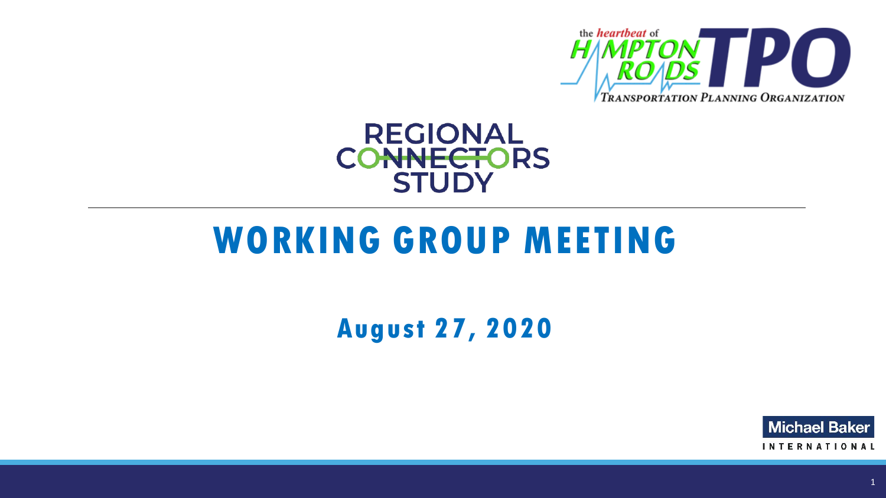the heartbeat of HAMPTON ROADS TPO

TRANSPORTATION PLANNING ORGANIZATION

REGIONAL CONNECTORS STUDY

# WORKING GROUP MEETING

## August 27, 2020

Michael Baker INTERNATIONAL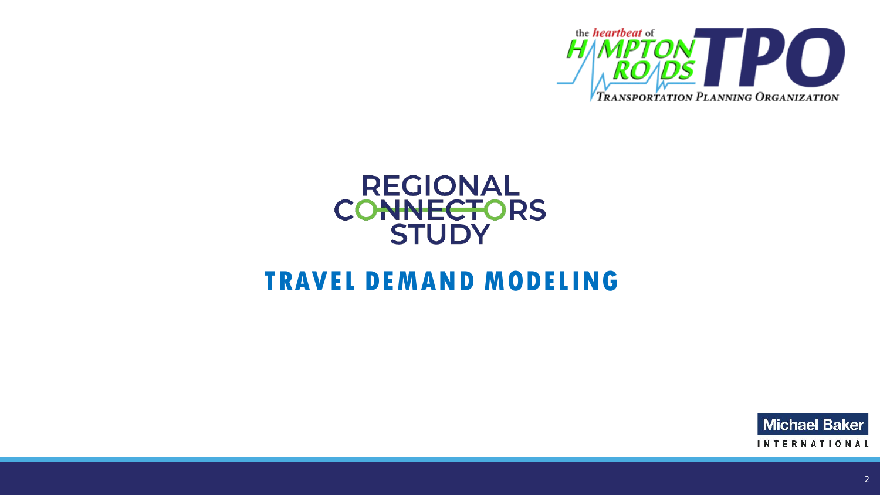# REGIONAL CONNECTORS STUDY

## TRAVEL DEMAND MODELING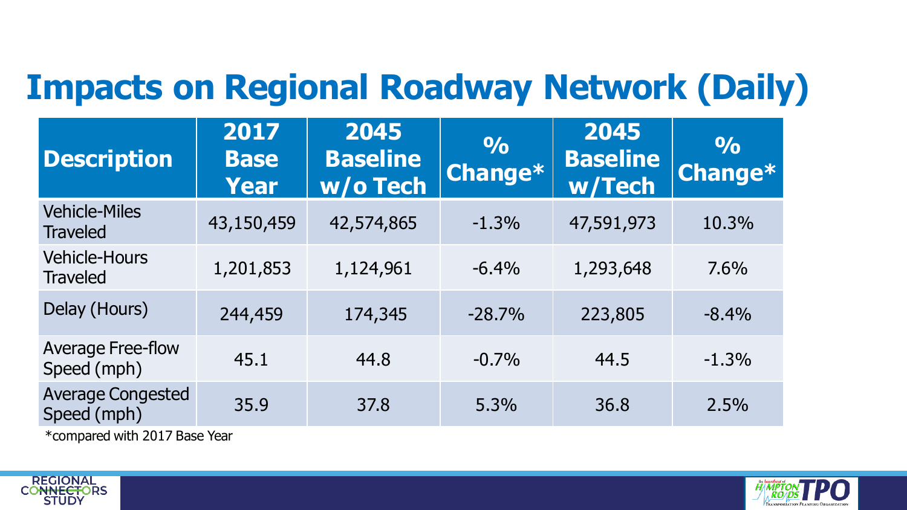# Impacts on Regional Roadway Network (Daily)

| Description | 2017 Base Year | 2045 Baseline w/o Tech | % Change* | 2045 Baseline w/Tech | % Change* |
|---|---|---|---|---|---|
| Vehicle-Miles Traveled | 43,150,459 | 42,574,865 | -1.3% | 47,591,973 | 10.3% |
| Vehicle-Hours Traveled | 1,201,853 | 1,124,961 | -6.4% | 1,293,648 | 7.6% |
| Delay (Hours) | 244,459 | 174,345 | -28.7% | 223,805 | -8.4% |
| Average Free-flow Speed (mph) | 45.1 | 44.8 | -0.7% | 44.5 | -1.3% |
| Average Congested Speed (mph) | 35.9 | 37.8 | 5.3% | 36.8 | 2.5% |

*compared with 2017 Base Year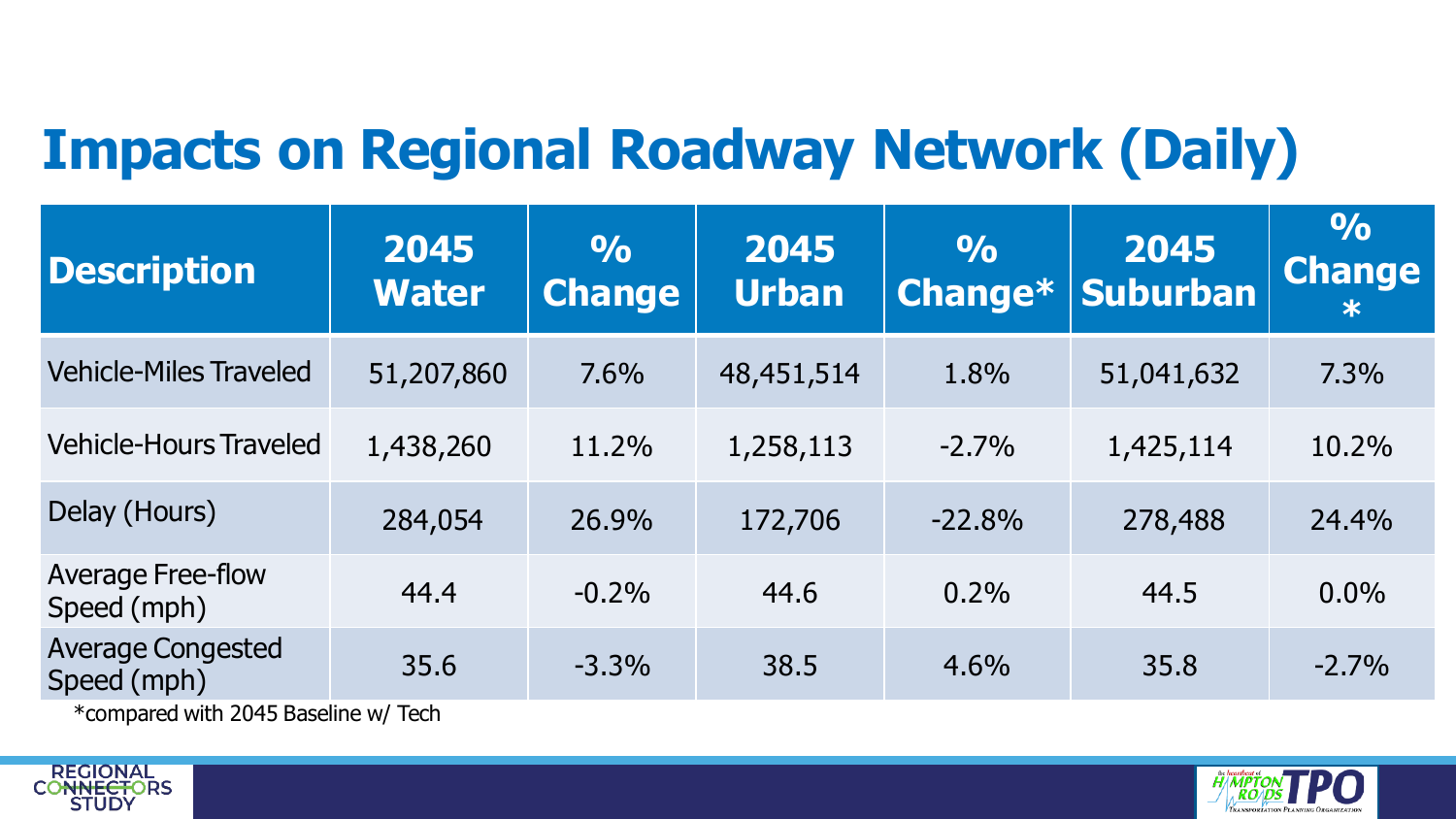# Impacts on Regional Roadway Network (Daily)

| Description | 2045 Water | % Change | 2045 Urban | % Change* | 2045 Suburban | % Change * |
|---|---|---|---|---|---|---|
| Vehicle-Miles Traveled | 51,207,860 | 7.6% | 48,451,514 | 1.8% | 51,041,632 | 7.3% |
| Vehicle-Hours Traveled | 1,438,260 | 11.2% | 1,258,113 | -2.7% | 1,425,114 | 10.2% |
| Delay (Hours) | 284,054 | 26.9% | 172,706 | -22.8% | 278,488 | 24.4% |
| Average Free-flow Speed (mph) | 44.4 | -0.2% | 44.6 | 0.2% | 44.5 | 0.0% |
| Average Congested Speed (mph) | 35.6 | -3.3% | 38.5 | 4.6% | 35.8 | -2.7% |

*compared with 2045 Baseline w/ Tech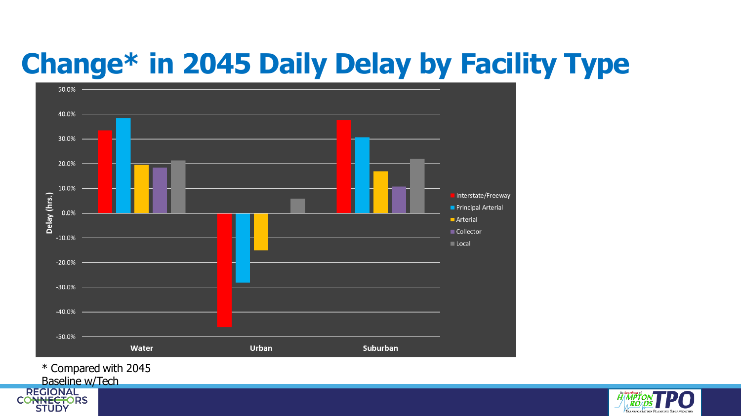# Change* in 2045 Daily Delay by Facility Type

Delay (hrs.)

50.0%
40.0%
30.0%
20.0%
10.0%
0.0%
-10.0%
-20.0%
-30.0%
-40.0%
-50.0%

Water | Urban | Suburban

- Interstate/Freeway
- Principal Arterial
- Arterial
- Collector
- Local

\* Compared with 2045 Baseline w/Tech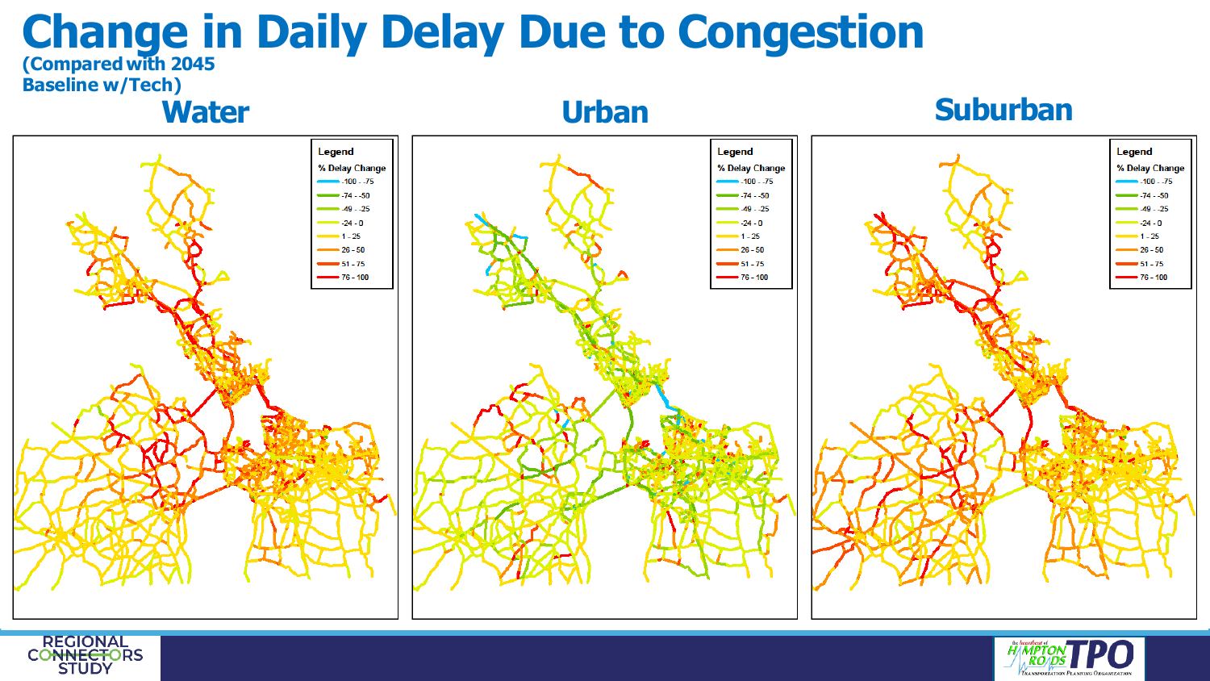# Change in Daily Delay Due to Congestion

**(Compared with 2045 Baseline w/Tech)**

## Water

**Legend**

% Delay Change

- -100 - -75
- -74 - -50
- -49 - -25
- -24 - 0
- 1 - 25
- 26 - 50
- 51 - 75
- 76 - 100

## Urban

**Legend**

% Delay Change

- -100 - -75
- -74 - -50
- -49 - -25
- -24 - 0
- 1 - 25
- 26 - 50
- 51 - 75
- 76 - 100

## Suburban

**Legend**

% Delay Change

- -100 - -75
- -74 - -50
- -49 - -25
- -24 - 0
- 1 - 25
- 26 - 50
- 51 - 75
- 76 - 100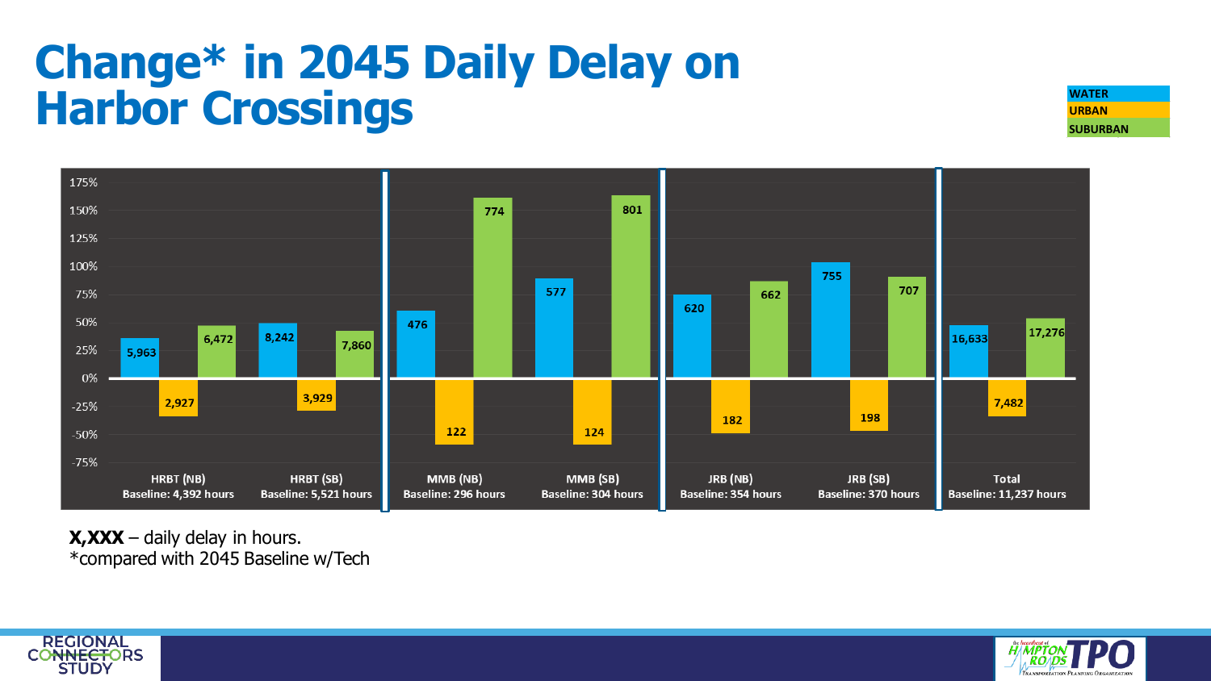# Change* in 2045 Daily Delay on Harbor Crossings

| Crossing | Baseline | WATER | URBAN | SUBURBAN |
| --- | --- | --- | --- | --- |
| HRBT (NB) | 4,392 hours | 5,963 | 2,927 | 6,472 |
| HRBT (SB) | 5,521 hours | 8,242 | 3,929 | 7,860 |
| MMB (NB) | 296 hours | 476 | 122 | 774 |
| MMB (SB) | 304 hours | 577 | 124 | 801 |
| JRB (NB) | 354 hours | 620 | 182 | 662 |
| JRB (SB) | 370 hours | 755 | 198 | 707 |
| Total | 11,237 hours | 16,633 | 7,482 | 17,276 |

**X,XXX** – daily delay in hours.
*compared with 2045 Baseline w/Tech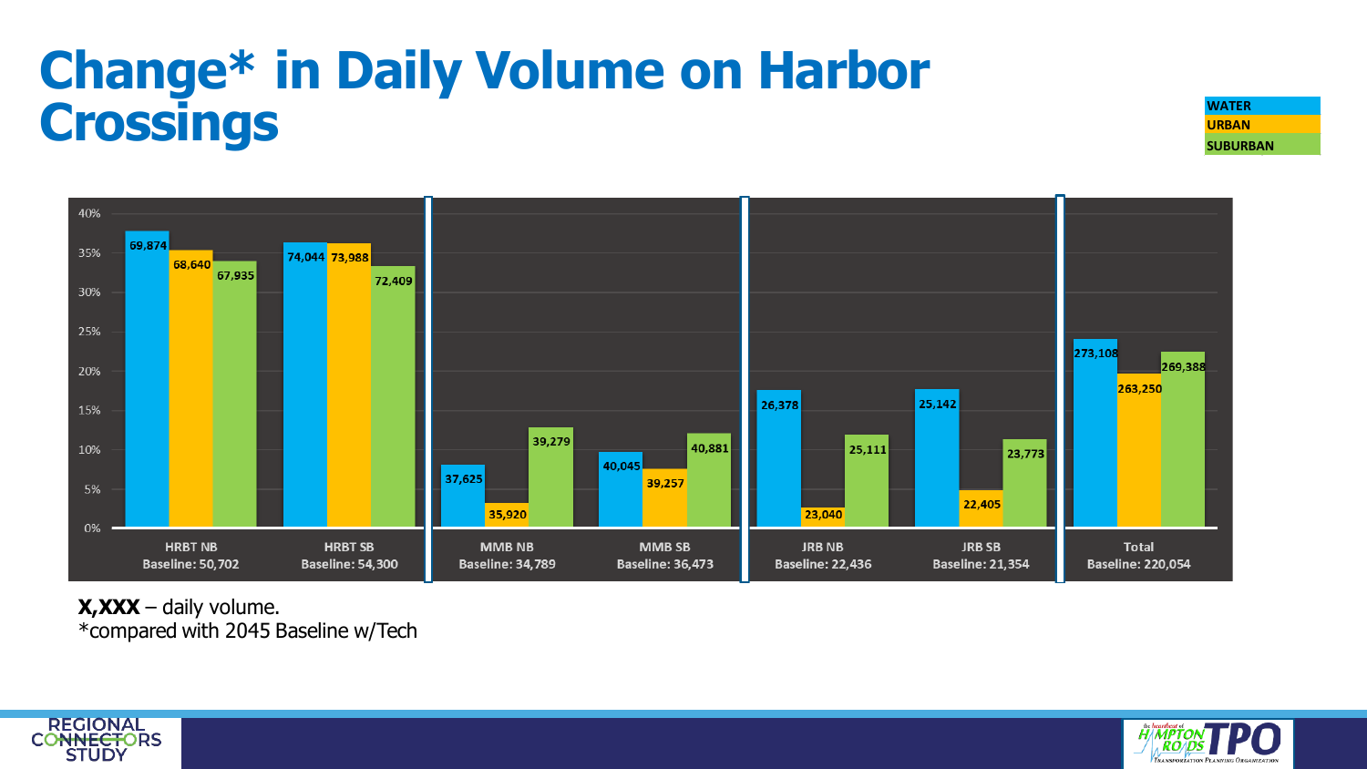# Change* in Daily Volume on Harbor Crossings

| Crossing | Baseline | WATER | URBAN | SUBURBAN |
|---|---|---|---|---|
| HRBT NB | 50,702 | 69,874 | 68,640 | 67,935 |
| HRBT SB | 54,300 | 74,044 | 73,988 | 72,409 |
| MMB NB | 34,789 | 37,625 | 35,920 | 39,279 |
| MMB SB | 36,473 | 40,045 | 39,257 | 40,881 |
| JRB NB | 22,436 | 26,378 | 23,040 | 25,111 |
| JRB SB | 21,354 | 25,142 | 22,405 | 23,773 |
| Total | 220,054 | 273,108 | 263,250 | 269,388 |

**X,XXX** – daily volume.

*compared with 2045 Baseline w/Tech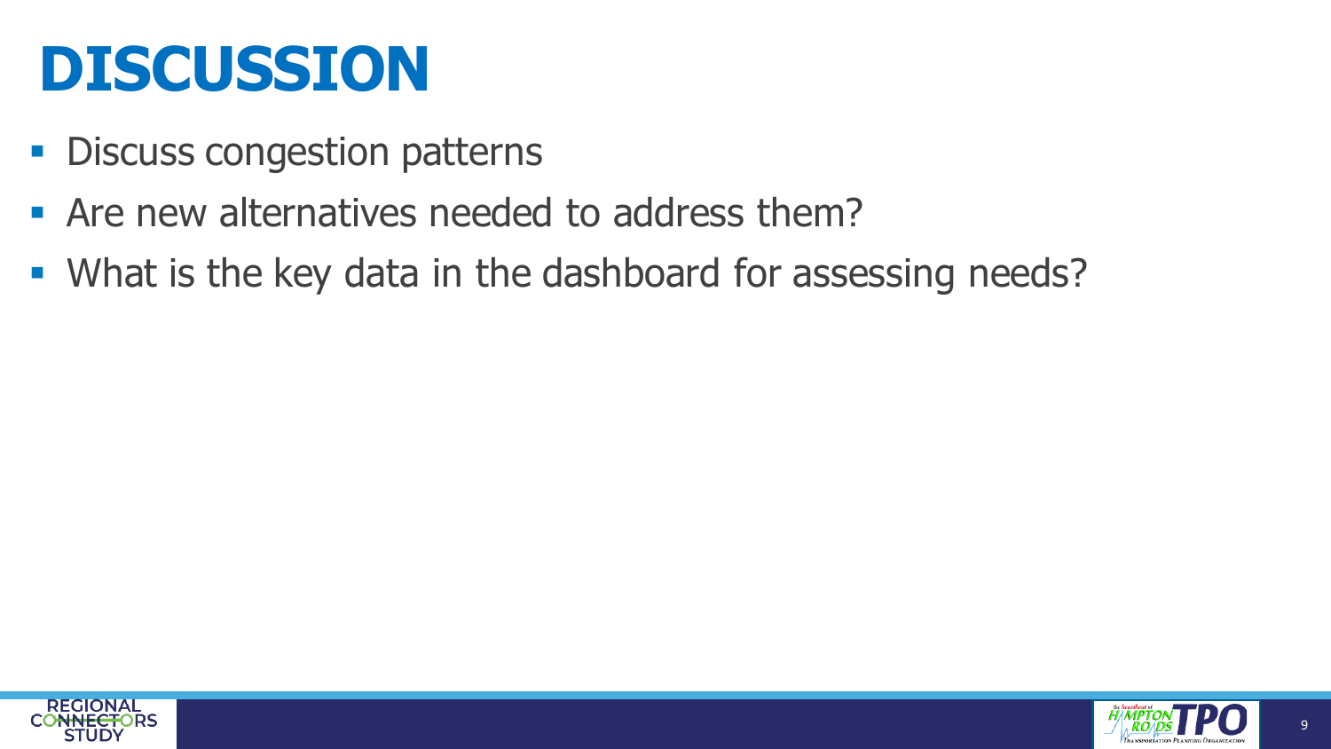# DISCUSSION

- Discuss congestion patterns
- Are new alternatives needed to address them?
- What is the key data in the dashboard for assessing needs?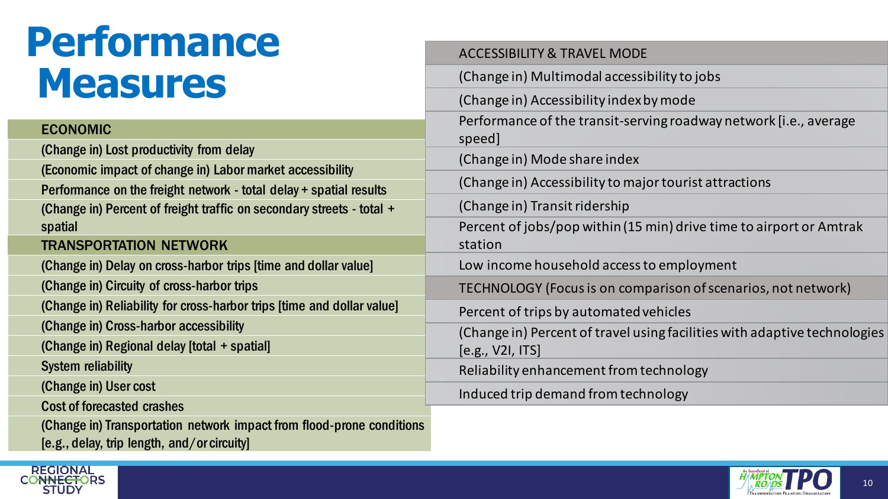# Performance Measures

| ECONOMIC |
| --- |
| (Change in) Lost productivity from delay |
| (Economic impact of change in) Labor market accessibility |
| Performance on the freight network - total delay + spatial results |
| (Change in) Percent of freight traffic on secondary streets - total + spatial |

| TRANSPORTATION NETWORK |
| --- |
| (Change in) Delay on cross-harbor trips [time and dollar value] |
| (Change in) Circuity of cross-harbor trips |
| (Change in) Reliability for cross-harbor trips [time and dollar value] |
| (Change in) Cross-harbor accessibility |
| (Change in) Regional delay [total + spatial] |
| System reliability |
| (Change in) User cost |
| Cost of forecasted crashes |
| (Change in) Transportation network impact from flood-prone conditions [e.g., delay, trip length, and/or circuity] |

| ACCESSIBILITY & TRAVEL MODE |
| --- |
| (Change in) Multimodal accessibility to jobs |
| (Change in) Accessibility index by mode |
| Performance of the transit-serving roadway network [i.e., average speed] |
| (Change in) Mode share index |
| (Change in) Accessibility to major tourist attractions |
| (Change in) Transit ridership |
| Percent of jobs/pop within (15 min) drive time to airport or Amtrak station |
| Low income household access to employment |

| TECHNOLOGY (Focus is on comparison of scenarios, not network) |
| --- |
| Percent of trips by automated vehicles |
| (Change in) Percent of travel using facilities with adaptive technologies [e.g., V2I, ITS] |
| Reliability enhancement from technology |
| Induced trip demand from technology |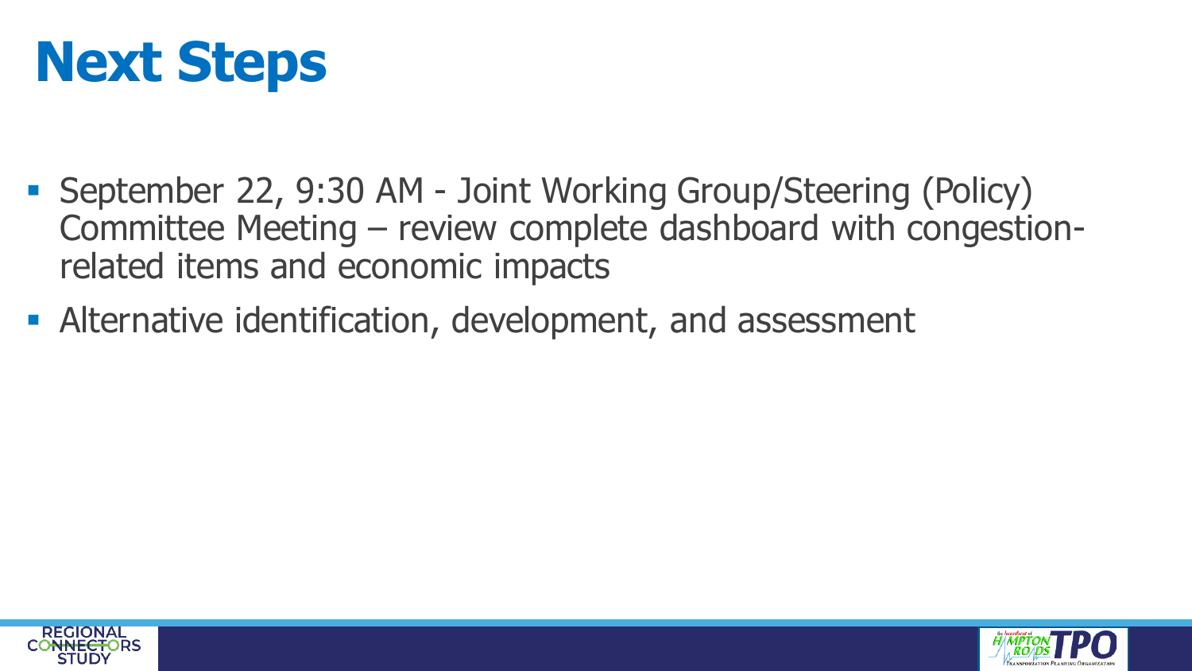# Next Steps

- September 22, 9:30 AM - Joint Working Group/Steering (Policy) Committee Meeting – review complete dashboard with congestion-related items and economic impacts
- Alternative identification, development, and assessment